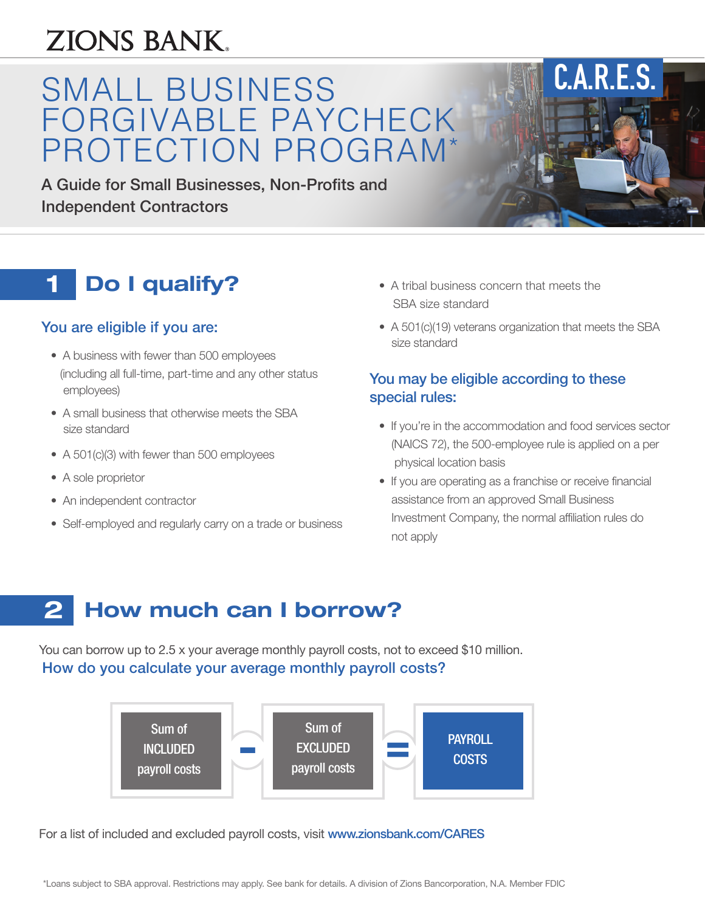ZIONS BANK.

C.A.R.E.S.

# SMALL BUSINESS FORGIVABLE PAYCHECK PROTECTION PROGRAM*

A Guide for Small Businesses, Non-Profits and Independent Contractors

## 1 Do I qualify?

### You are eligible if you are:

- A business with fewer than 500 employees (including all full-time, part-time and any other status employees)
- A small business that otherwise meets the SBA size standard
- A 501(c)(3) with fewer than 500 employees
- A sole proprietor
- An independent contractor
- Self-employed and regularly carry on a trade or business
- A tribal business concern that meets the SBA size standard
- A 501(c)(19) veterans organization that meets the SBA size standard

### You may be eligible according to these special rules:

- If you're in the accommodation and food services sector (NAICS 72), the 500-employee rule is applied on a per physical location basis
- If you are operating as a franchise or receive financial assistance from an approved Small Business Investment Company, the normal affiliation rules do not apply

## 2 How much can I borrow?

You can borrow up to 2.5 x your average monthly payroll costs, not to exceed $10 million.

### How do you calculate your average monthly payroll costs?

Sum of INCLUDED payroll costs − Sum of EXCLUDED payroll costs = PAYROLL COSTS

For a list of included and excluded payroll costs, visit www.zionsbank.com/CARES

*Loans subject to SBA approval. Restrictions may apply. See bank for details. A division of Zions Bancorporation, N.A. Member FDIC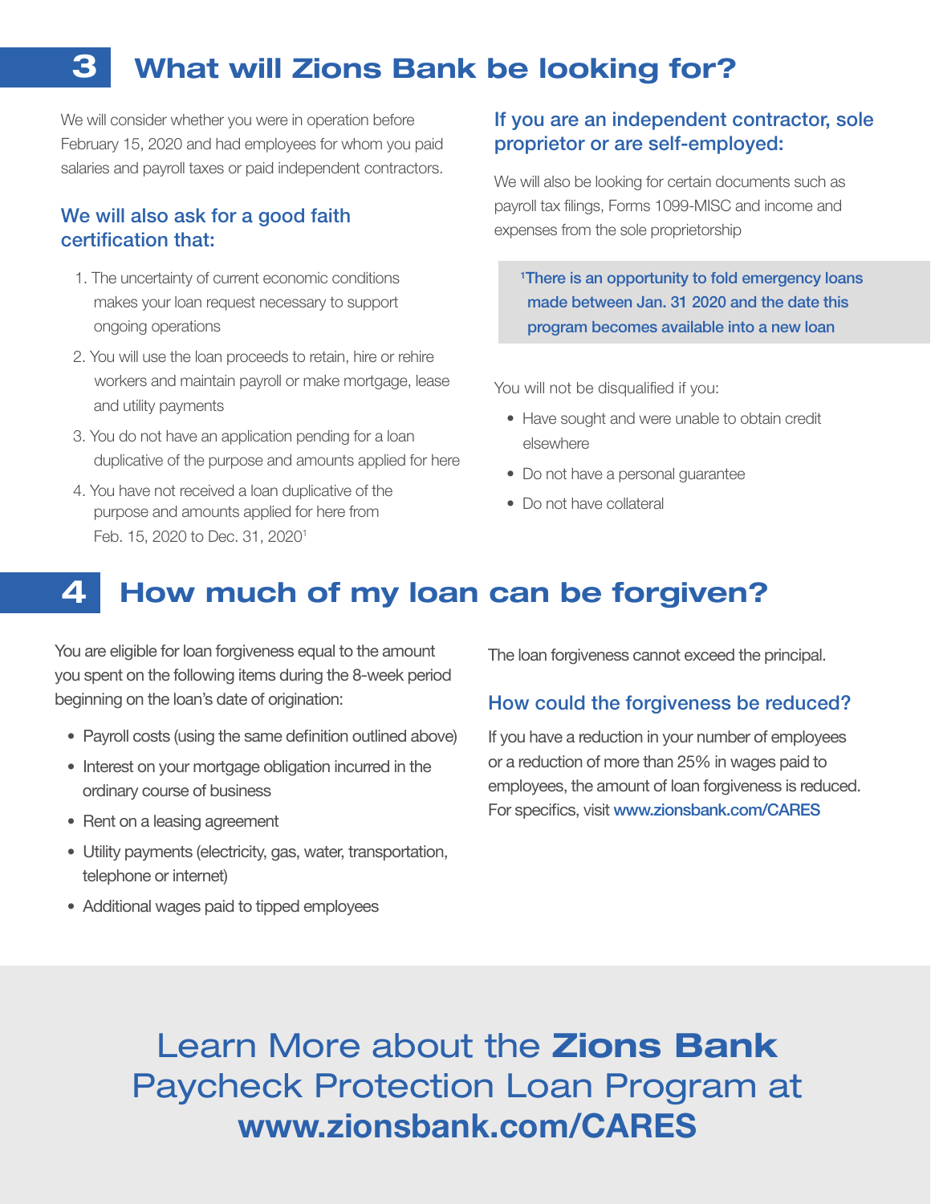## 3 What will Zions Bank be looking for?

We will consider whether you were in operation before February 15, 2020 and had employees for whom you paid salaries and payroll taxes or paid independent contractors.

### We will also ask for a good faith certification that:

1. The uncertainty of current economic conditions makes your loan request necessary to support ongoing operations
2. You will use the loan proceeds to retain, hire or rehire workers and maintain payroll or make mortgage, lease and utility payments
3. You do not have an application pending for a loan duplicative of the purpose and amounts applied for here
4. You have not received a loan duplicative of the purpose and amounts applied for here from Feb. 15, 2020 to Dec. 31, 2020[1]

### If you are an independent contractor, sole proprietor or are self-employed:

We will also be looking for certain documents such as payroll tax filings, Forms 1099-MISC and income and expenses from the sole proprietorship

[1]There is an opportunity to fold emergency loans made between Jan. 31 2020 and the date this program becomes available into a new loan

You will not be disqualified if you:

- Have sought and were unable to obtain credit elsewhere
- Do not have a personal guarantee
- Do not have collateral

## 4 How much of my loan can be forgiven?

You are eligible for loan forgiveness equal to the amount you spent on the following items during the 8-week period beginning on the loan's date of origination:

- Payroll costs (using the same definition outlined above)
- Interest on your mortgage obligation incurred in the ordinary course of business
- Rent on a leasing agreement
- Utility payments (electricity, gas, water, transportation, telephone or internet)
- Additional wages paid to tipped employees

The loan forgiveness cannot exceed the principal.

### How could the forgiveness be reduced?

If you have a reduction in your number of employees or a reduction of more than 25% in wages paid to employees, the amount of loan forgiveness is reduced. For specifics, visit www.zionsbank.com/CARES

Learn More about the **Zions Bank** Paycheck Protection Loan Program at **www.zionsbank.com/CARES**